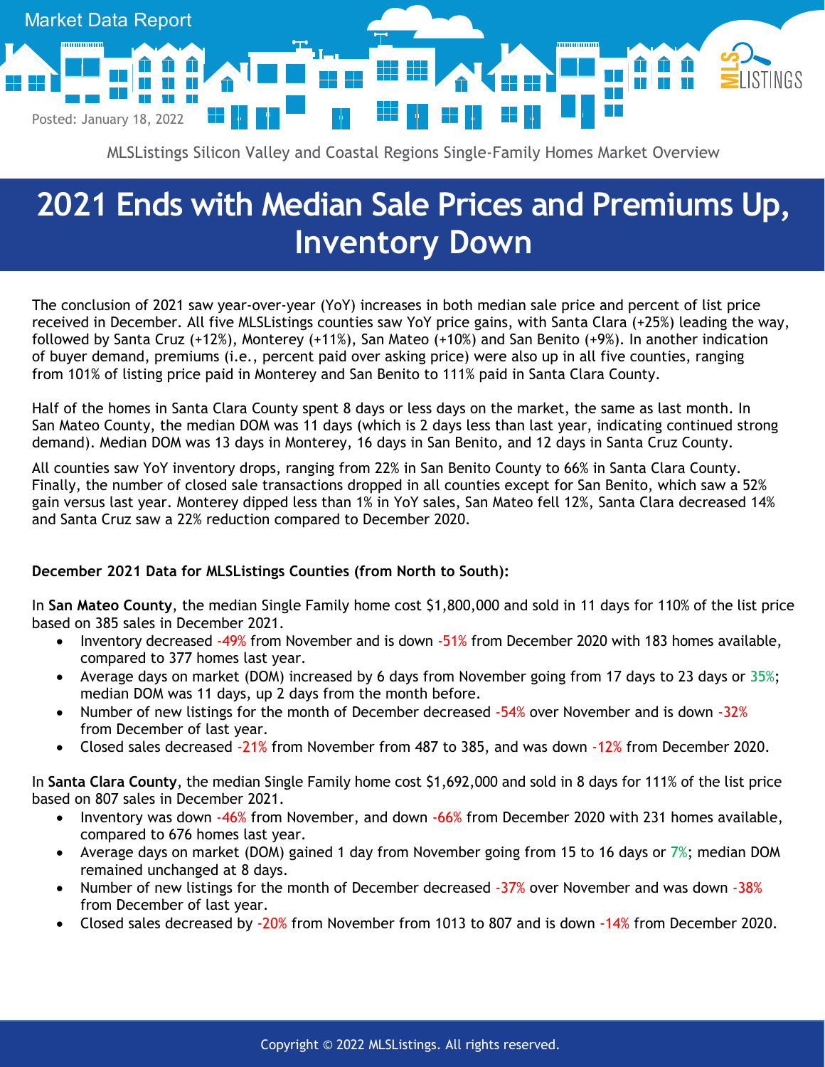Market Data Report

Posted: January 18, 2022

MLSListings Silicon Valley and Coastal Regions Single-Family Homes Market Overview

# 2021 Ends with Median Sale Prices and Premiums Up, Inventory Down

The conclusion of 2021 saw year-over-year (YoY) increases in both median sale price and percent of list price received in December. All five MLSListings counties saw YoY price gains, with Santa Clara (+25%) leading the way, followed by Santa Cruz (+12%), Monterey (+11%), San Mateo (+10%) and San Benito (+9%). In another indication of buyer demand, premiums (i.e., percent paid over asking price) were also up in all five counties, ranging from 101% of listing price paid in Monterey and San Benito to 111% paid in Santa Clara County.

Half of the homes in Santa Clara County spent 8 days or less days on the market, the same as last month. In San Mateo County, the median DOM was 11 days (which is 2 days less than last year, indicating continued strong demand). Median DOM was 13 days in Monterey, 16 days in San Benito, and 12 days in Santa Cruz County.

All counties saw YoY inventory drops, ranging from 22% in San Benito County to 66% in Santa Clara County. Finally, the number of closed sale transactions dropped in all counties except for San Benito, which saw a 52% gain versus last year. Monterey dipped less than 1% in YoY sales, San Mateo fell 12%, Santa Clara decreased 14% and Santa Cruz saw a 22% reduction compared to December 2020.

**December 2021 Data for MLSListings Counties (from North to South):**

In **San Mateo County**, the median Single Family home cost $1,800,000 and sold in 11 days for 110% of the list price based on 385 sales in December 2021.

- Inventory decreased -49% from November and is down -51% from December 2020 with 183 homes available, compared to 377 homes last year.
- Average days on market (DOM) increased by 6 days from November going from 17 days to 23 days or 35%; median DOM was 11 days, up 2 days from the month before.
- Number of new listings for the month of December decreased -54% over November and is down -32% from December of last year.
- Closed sales decreased -21% from November from 487 to 385, and was down -12% from December 2020.

In **Santa Clara County**, the median Single Family home cost $1,692,000 and sold in 8 days for 111% of the list price based on 807 sales in December 2021.

- Inventory was down -46% from November, and down -66% from December 2020 with 231 homes available, compared to 676 homes last year.
- Average days on market (DOM) gained 1 day from November going from 15 to 16 days or 7%; median DOM remained unchanged at 8 days.
- Number of new listings for the month of December decreased -37% over November and was down -38% from December of last year.
- Closed sales decreased by -20% from November from 1013 to 807 and is down -14% from December 2020.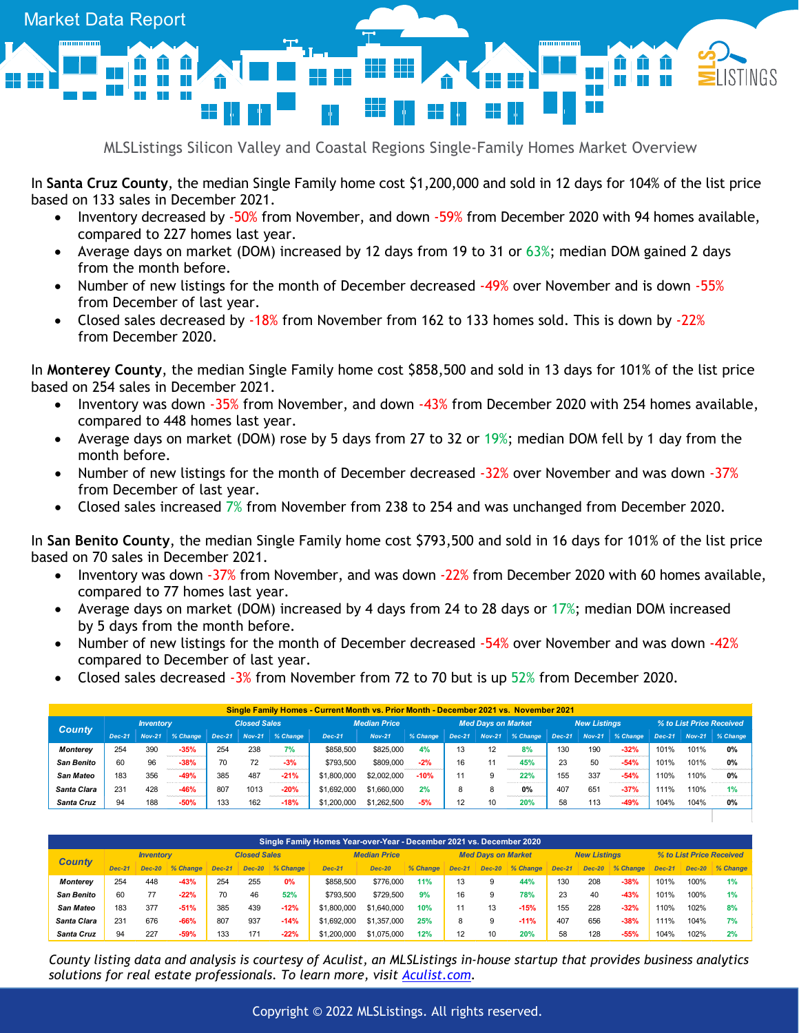# Market Data Report

## MLSListings Silicon Valley and Coastal Regions Single-Family Homes Market Overview

In **Santa Cruz County**, the median Single Family home cost $1,200,000 and sold in 12 days for 104% of the list price based on 133 sales in December 2021.

- Inventory decreased by -50% from November, and down -59% from December 2020 with 94 homes available, compared to 227 homes last year.
- Average days on market (DOM) increased by 12 days from 19 to 31 or 63%; median DOM gained 2 days from the month before.
- Number of new listings for the month of December decreased -49% over November and is down -55% from December of last year.
- Closed sales decreased by -18% from November from 162 to 133 homes sold. This is down by -22% from December 2020.

In **Monterey County**, the median Single Family home cost $858,500 and sold in 13 days for 101% of the list price based on 254 sales in December 2021.

- Inventory was down -35% from November, and down -43% from December 2020 with 254 homes available, compared to 448 homes last year.
- Average days on market (DOM) rose by 5 days from 27 to 32 or 19%; median DOM fell by 1 day from the month before.
- Number of new listings for the month of December decreased -32% over November and was down -37% from December of last year.
- Closed sales increased 7% from November from 238 to 254 and was unchanged from December 2020.

In **San Benito County**, the median Single Family home cost $793,500 and sold in 16 days for 101% of the list price based on 70 sales in December 2021.

- Inventory was down -37% from November, and was down -22% from December 2020 with 60 homes available, compared to 77 homes last year.
- Average days on market (DOM) increased by 4 days from 24 to 28 days or 17%; median DOM increased by 5 days from the month before.
- Number of new listings for the month of December decreased -54% over November and was down -42% compared to December of last year.
- Closed sales decreased -3% from November from 72 to 70 but is up 52% from December 2020.

**Single Family Homes - Current Month vs. Prior Month - December 2021 vs. November 2021**

| County | Inventory | | | Closed Sales | | | Median Price | | | Med Days on Market | | | New Listings | | | % to List Price Received | | |
|---|---|---|---|---|---|---|---|---|---|---|---|---|---|---|---|---|---|---|
| | Dec-21 | Nov-21 | % Change | Dec-21 | Nov-21 | % Change | Dec-21 | Nov-21 | % Change | Dec-21 | Nov-21 | % Change | Dec-21 | Nov-21 | % Change | Dec-21 | Nov-21 | % Change |
| Monterey | 254 | 390 | -35% | 254 | 238 | 7% | $858,500 | $825,000 | 4% | 13 | 12 | 8% | 130 | 190 | -32% | 101% | 101% | 0% |
| San Benito | 60 | 96 | -38% | 70 | 72 | -3% | $793,500 | $809,000 | -2% | 16 | 11 | 45% | 23 | 50 | -54% | 101% | 101% | 0% |
| San Mateo | 183 | 356 | -49% | 385 | 487 | -21% | $1,800,000 | $2,002,000 | -10% | 11 | 9 | 22% | 155 | 337 | -54% | 110% | 110% | 0% |
| Santa Clara | 231 | 428 | -46% | 807 | 1013 | -20% | $1,692,000 | $1,660,000 | 2% | 8 | 8 | 0% | 407 | 651 | -37% | 111% | 110% | 1% |
| Santa Cruz | 94 | 188 | -50% | 133 | 162 | -18% | $1,200,000 | $1,262,500 | -5% | 12 | 10 | 20% | 58 | 113 | -49% | 104% | 104% | 0% |

**Single Family Homes Year-over-Year - December 2021 vs. December 2020**

| County | Inventory | | | Closed Sales | | | Median Price | | | Med Days on Market | | | New Listings | | | % to List Price Received | | |
|---|---|---|---|---|---|---|---|---|---|---|---|---|---|---|---|---|---|---|
| | Dec-21 | Dec-20 | % Change | Dec-21 | Dec-20 | % Change | Dec-21 | Dec-20 | % Change | Dec-21 | Dec-20 | % Change | Dec-21 | Dec-20 | % Change | Dec-21 | Dec-20 | % Change |
| Monterey | 254 | 448 | -43% | 254 | 255 | 0% | $858,500 | $776,000 | 11% | 13 | 9 | 44% | 130 | 208 | -38% | 101% | 100% | 1% |
| San Benito | 60 | 77 | -22% | 70 | 46 | 52% | $793,500 | $729,500 | 9% | 16 | 9 | 78% | 23 | 40 | -43% | 101% | 100% | 1% |
| San Mateo | 183 | 377 | -51% | 385 | 439 | -12% | $1,800,000 | $1,640,000 | 10% | 11 | 13 | -15% | 155 | 228 | -32% | 110% | 102% | 8% |
| Santa Clara | 231 | 676 | -66% | 807 | 937 | -14% | $1,692,000 | $1,357,000 | 25% | 8 | 9 | -11% | 407 | 656 | -38% | 111% | 104% | 7% |
| Santa Cruz | 94 | 227 | -59% | 133 | 171 | -22% | $1,200,000 | $1,075,000 | 12% | 12 | 10 | 20% | 58 | 128 | -55% | 104% | 102% | 2% |

*County listing data and analysis is courtesy of Aculist, an MLSListings in-house startup that provides business analytics solutions for real estate professionals. To learn more, visit Aculist.com.*

Copyright © 2022 MLSListings. All rights reserved.